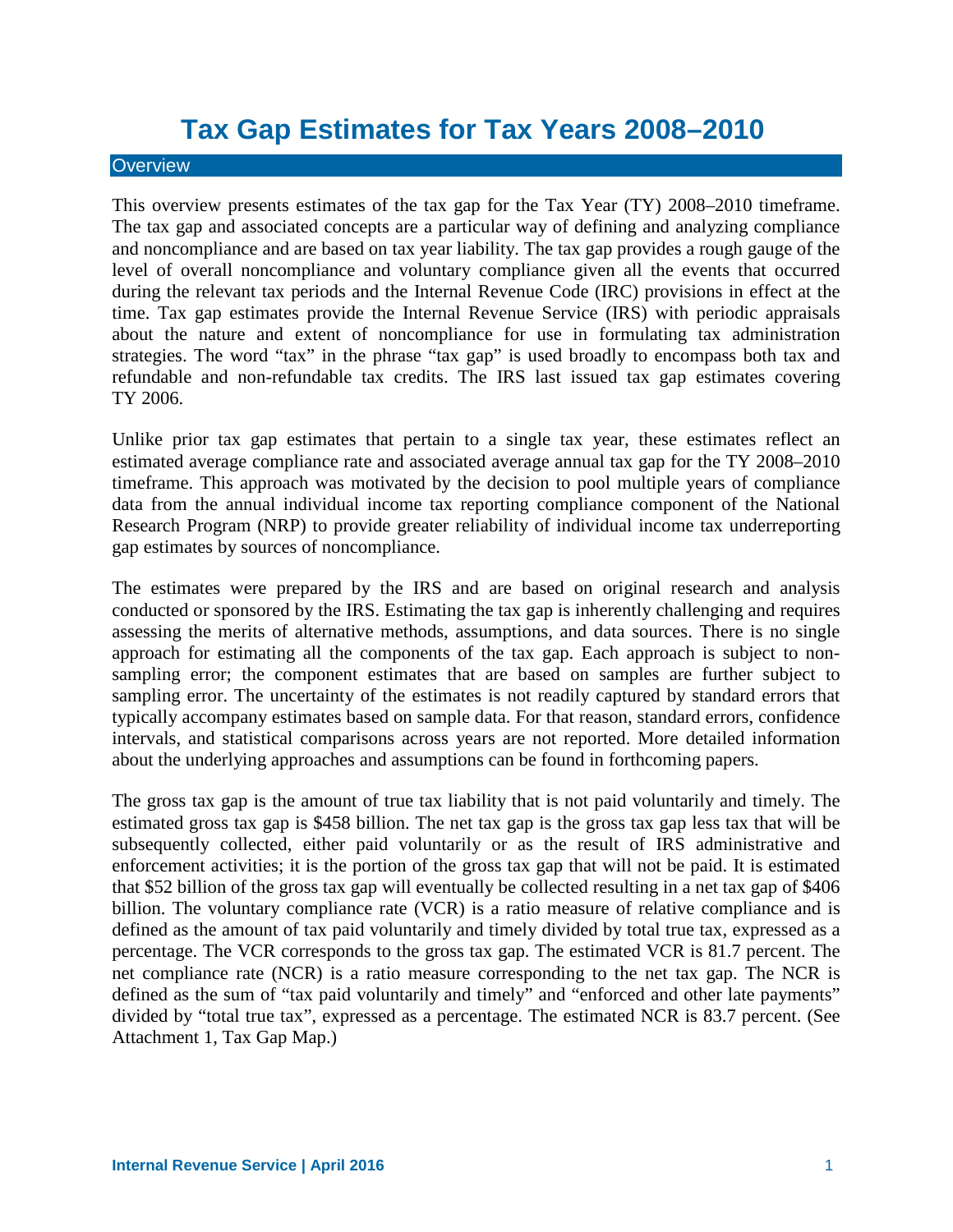# Tax Gap Estimates for Tax Years 2008–2010

## Overview

This overview presents estimates of the tax gap for the Tax Year (TY) 2008–2010 timeframe. The tax gap and associated concepts are a particular way of defining and analyzing compliance and noncompliance and are based on tax year liability. The tax gap provides a rough gauge of the level of overall noncompliance and voluntary compliance given all the events that occurred during the relevant tax periods and the Internal Revenue Code (IRC) provisions in effect at the time. Tax gap estimates provide the Internal Revenue Service (IRS) with periodic appraisals about the nature and extent of noncompliance for use in formulating tax administration strategies. The word "tax" in the phrase "tax gap" is used broadly to encompass both tax and refundable and non-refundable tax credits. The IRS last issued tax gap estimates covering TY 2006.

Unlike prior tax gap estimates that pertain to a single tax year, these estimates reflect an estimated average compliance rate and associated average annual tax gap for the TY 2008–2010 timeframe. This approach was motivated by the decision to pool multiple years of compliance data from the annual individual income tax reporting compliance component of the National Research Program (NRP) to provide greater reliability of individual income tax underreporting gap estimates by sources of noncompliance.

The estimates were prepared by the IRS and are based on original research and analysis conducted or sponsored by the IRS. Estimating the tax gap is inherently challenging and requires assessing the merits of alternative methods, assumptions, and data sources. There is no single approach for estimating all the components of the tax gap. Each approach is subject to non-sampling error; the component estimates that are based on samples are further subject to sampling error. The uncertainty of the estimates is not readily captured by standard errors that typically accompany estimates based on sample data. For that reason, standard errors, confidence intervals, and statistical comparisons across years are not reported. More detailed information about the underlying approaches and assumptions can be found in forthcoming papers.

The gross tax gap is the amount of true tax liability that is not paid voluntarily and timely. The estimated gross tax gap is $458 billion. The net tax gap is the gross tax gap less tax that will be subsequently collected, either paid voluntarily or as the result of IRS administrative and enforcement activities; it is the portion of the gross tax gap that will not be paid. It is estimated that $52 billion of the gross tax gap will eventually be collected resulting in a net tax gap of $406 billion. The voluntary compliance rate (VCR) is a ratio measure of relative compliance and is defined as the amount of tax paid voluntarily and timely divided by total true tax, expressed as a percentage. The VCR corresponds to the gross tax gap. The estimated VCR is 81.7 percent. The net compliance rate (NCR) is a ratio measure corresponding to the net tax gap. The NCR is defined as the sum of "tax paid voluntarily and timely" and "enforced and other late payments" divided by "total true tax", expressed as a percentage. The estimated NCR is 83.7 percent. (See Attachment 1, Tax Gap Map.)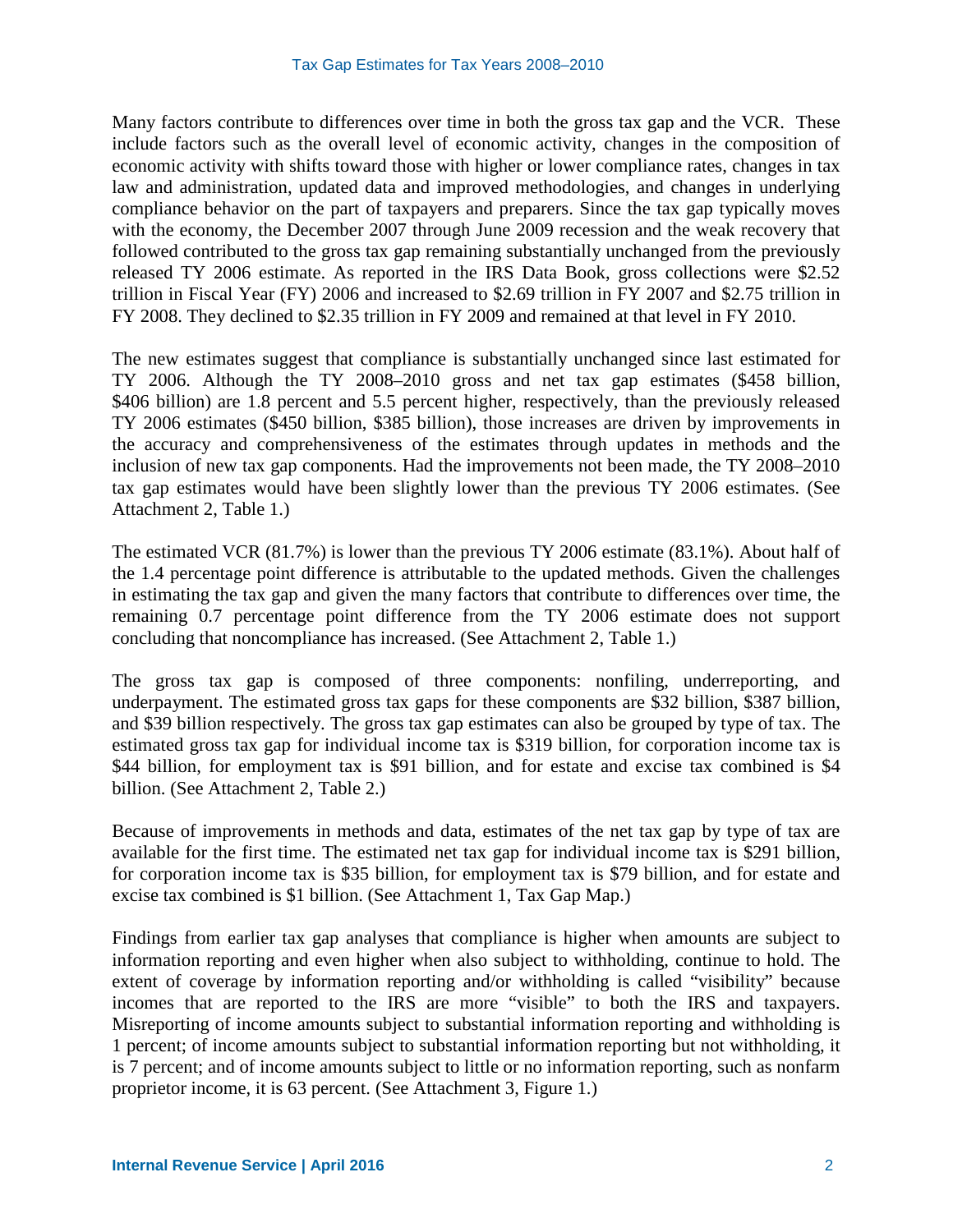Many factors contribute to differences over time in both the gross tax gap and the VCR. These include factors such as the overall level of economic activity, changes in the composition of economic activity with shifts toward those with higher or lower compliance rates, changes in tax law and administration, updated data and improved methodologies, and changes in underlying compliance behavior on the part of taxpayers and preparers. Since the tax gap typically moves with the economy, the December 2007 through June 2009 recession and the weak recovery that followed contributed to the gross tax gap remaining substantially unchanged from the previously released TY 2006 estimate. As reported in the IRS Data Book, gross collections were $2.52 trillion in Fiscal Year (FY) 2006 and increased to $2.69 trillion in FY 2007 and $2.75 trillion in FY 2008. They declined to $2.35 trillion in FY 2009 and remained at that level in FY 2010.

The new estimates suggest that compliance is substantially unchanged since last estimated for TY 2006. Although the TY 2008–2010 gross and net tax gap estimates ($458 billion, $406 billion) are 1.8 percent and 5.5 percent higher, respectively, than the previously released TY 2006 estimates ($450 billion, $385 billion), those increases are driven by improvements in the accuracy and comprehensiveness of the estimates through updates in methods and the inclusion of new tax gap components. Had the improvements not been made, the TY 2008–2010 tax gap estimates would have been slightly lower than the previous TY 2006 estimates. (See Attachment 2, Table 1.)

The estimated VCR (81.7%) is lower than the previous TY 2006 estimate (83.1%). About half of the 1.4 percentage point difference is attributable to the updated methods. Given the challenges in estimating the tax gap and given the many factors that contribute to differences over time, the remaining 0.7 percentage point difference from the TY 2006 estimate does not support concluding that noncompliance has increased. (See Attachment 2, Table 1.)

The gross tax gap is composed of three components: nonfiling, underreporting, and underpayment. The estimated gross tax gaps for these components are $32 billion, $387 billion, and $39 billion respectively. The gross tax gap estimates can also be grouped by type of tax. The estimated gross tax gap for individual income tax is $319 billion, for corporation income tax is $44 billion, for employment tax is $91 billion, and for estate and excise tax combined is $4 billion. (See Attachment 2, Table 2.)

Because of improvements in methods and data, estimates of the net tax gap by type of tax are available for the first time. The estimated net tax gap for individual income tax is $291 billion, for corporation income tax is $35 billion, for employment tax is $79 billion, and for estate and excise tax combined is $1 billion. (See Attachment 1, Tax Gap Map.)

Findings from earlier tax gap analyses that compliance is higher when amounts are subject to information reporting and even higher when also subject to withholding, continue to hold. The extent of coverage by information reporting and/or withholding is called "visibility" because incomes that are reported to the IRS are more "visible" to both the IRS and taxpayers. Misreporting of income amounts subject to substantial information reporting and withholding is 1 percent; of income amounts subject to substantial information reporting but not withholding, it is 7 percent; and of income amounts subject to little or no information reporting, such as nonfarm proprietor income, it is 63 percent. (See Attachment 3, Figure 1.)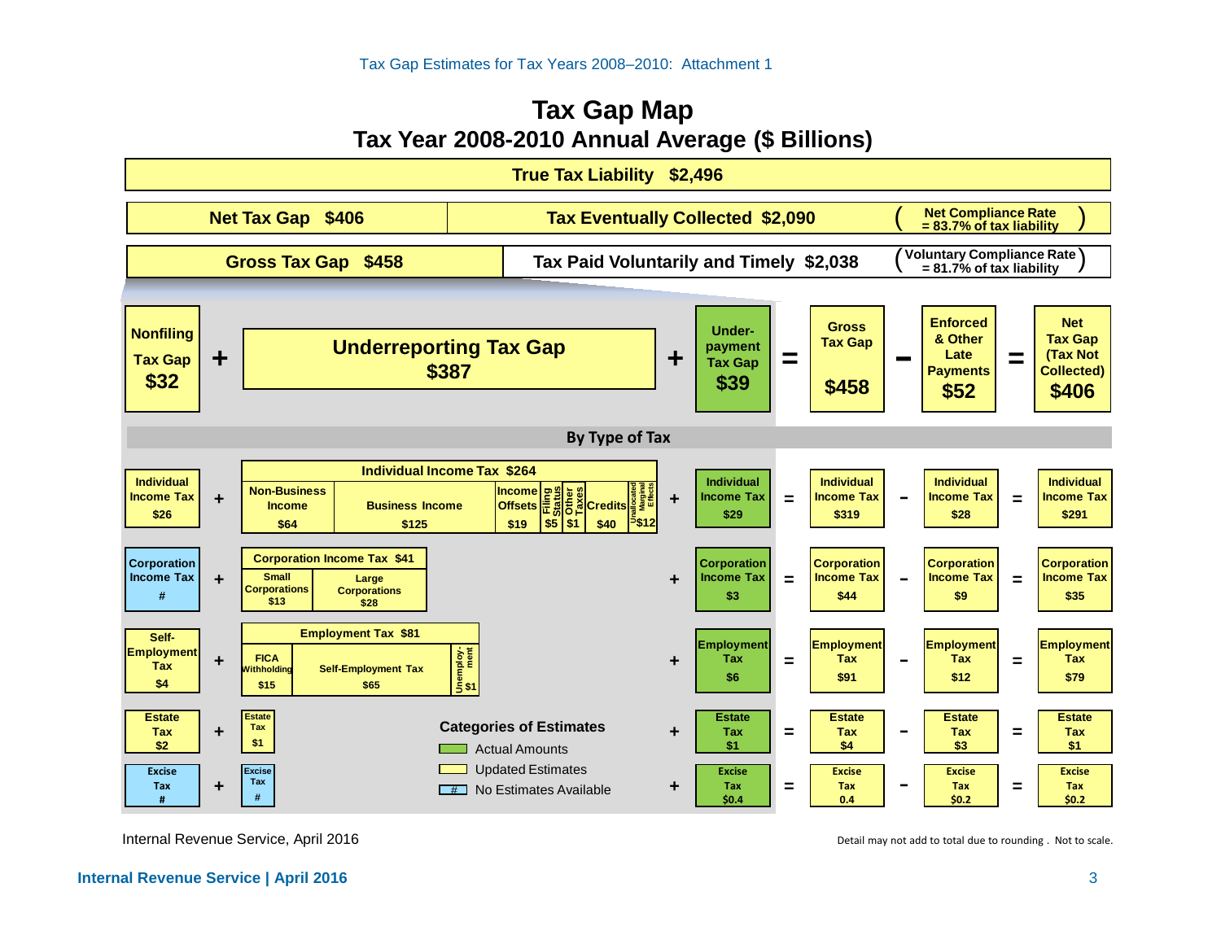# Tax Gap Map

## Tax Year 2008-2010 Annual Average ($ Billions)

**True Tax Liability $2,496**

| Net Tax Gap $406 | Tax Eventually Collected $2,090 | (Net Compliance Rate = 83.7% of tax liability) |
|---|---|---|

| Gross Tax Gap $458 | Tax Paid Voluntarily and Timely $2,038 | (Voluntary Compliance Rate = 81.7% of tax liability) |
|---|---|---|

**Nonfiling Tax Gap $32** + **Underreporting Tax Gap $387** + **Underpayment Tax Gap $39** = **Gross Tax Gap $458** – **Enforced & Other Late Payments $52** = **Net Tax Gap (Tax Not Collected) $406**

### By Type of Tax

| Nonfiling | | Underreporting | | Underpayment | | Gross Tax Gap | | Enforced & Other Late Payments | | Net Tax Gap |
|---|---|---|---|---|---|---|---|---|---|---|
| Individual Income Tax $26 | + | Individual Income Tax $264 (Non-Business Income $64; Business Income $125; Income Offsets $19; Filing Status $5; Other Taxes $1; Credits $40; Unallocated Marginal Effects $12) | + | Individual Income Tax $29 | = | Individual Income Tax $319 | – | Individual Income Tax $28 | = | Individual Income Tax $291 |
| Corporation Income Tax # | + | Corporation Income Tax $41 (Small Corporations $13; Large Corporations $28) | + | Corporation Income Tax $3 | = | Corporation Income Tax $44 | – | Corporation Income Tax $9 | = | Corporation Income Tax $35 |
| Self-Employment Tax $4 | + | Employment Tax $81 (FICA Withholding $15; Self-Employment Tax $65; Unemployment $1) | + | Employment Tax $6 | = | Employment Tax $91 | – | Employment Tax $12 | = | Employment Tax $79 |
| Estate Tax $2 | + | Estate Tax $1 | + | Estate Tax $1 | = | Estate Tax $4 | – | Estate Tax $3 | = | Estate Tax $1 |
| Excise Tax # | + | Excise Tax # | + | Excise Tax $0.4 | = | Excise Tax 0.4 | – | Excise Tax $0.2 | = | Excise Tax $0.2 |

**Categories of Estimates**

- Actual Amounts (green)
- Updated Estimates (yellow)
- # No Estimates Available (blue)

Internal Revenue Service, April 2016

Detail may not add to total due to rounding . Not to scale.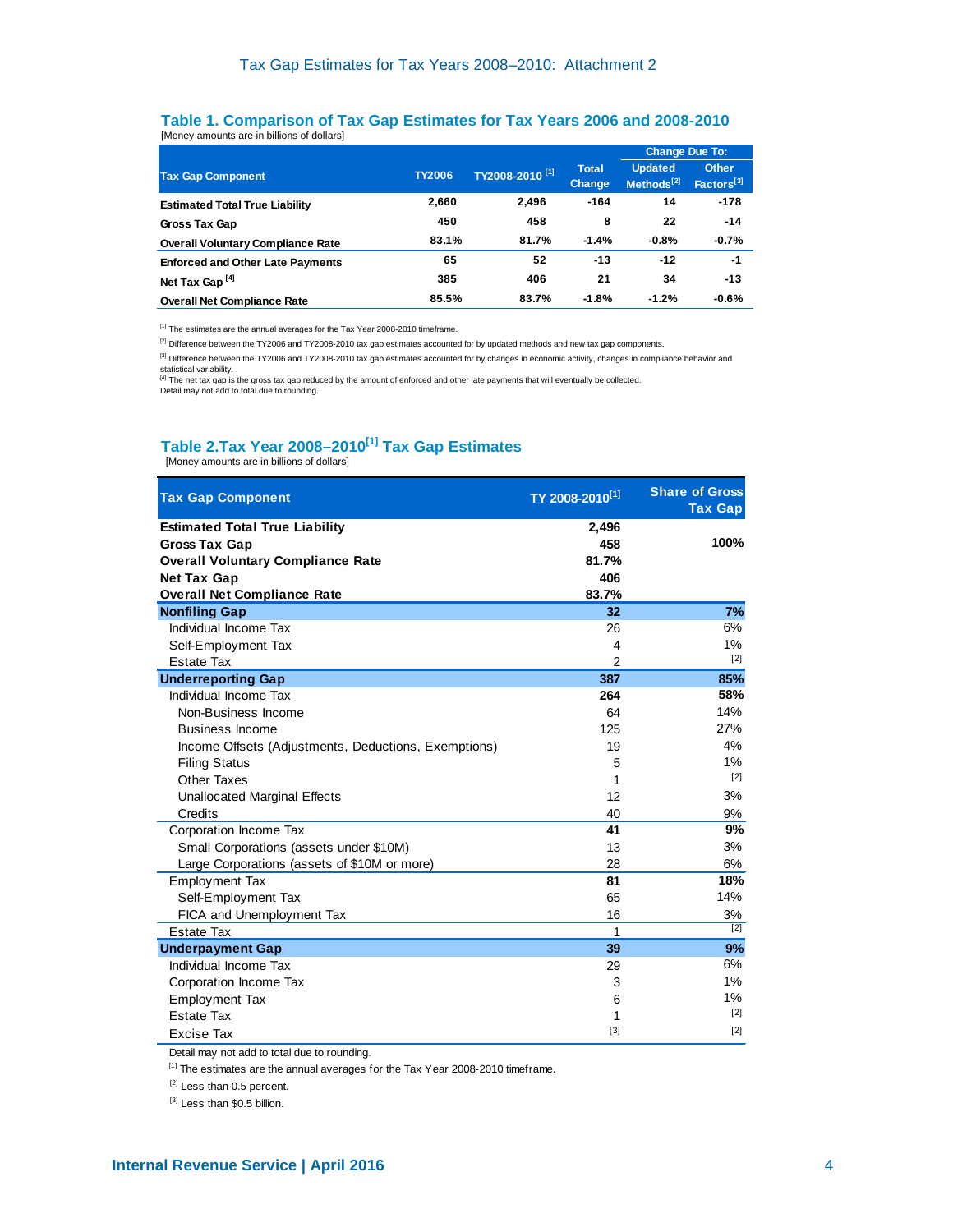## Table 1. Comparison of Tax Gap Estimates for Tax Years 2006 and 2008-2010

[Money amounts are in billions of dollars]

| Tax Gap Component | TY2006 | TY2008-2010 [1] | Total Change | Change Due To: | |
|---|---|---|---|---|---|
| | | | | Updated Methods[2] | Other Factors[3] |
| **Estimated Total True Liability** | 2,660 | 2,496 | -164 | 14 | -178 |
| **Gross Tax Gap** | 450 | 458 | 8 | 22 | -14 |
| **Overall Voluntary Compliance Rate** | 83.1% | 81.7% | -1.4% | -0.8% | -0.7% |
| **Enforced and Other Late Payments** | 65 | 52 | -13 | -12 | -1 |
| **Net Tax Gap [4]** | 385 | 406 | 21 | 34 | -13 |
| **Overall Net Compliance Rate** | 85.5% | 83.7% | -1.8% | -1.2% | -0.6% |

[1] The estimates are the annual averages for the Tax Year 2008-2010 timeframe.

[2] Difference between the TY2006 and TY2008-2010 tax gap estimates accounted for by updated methods and new tax gap components.

[3] Difference between the TY2006 and TY2008-2010 tax gap estimates accounted for by changes in economic activity, changes in compliance behavior and statistical variability.

[4] The net tax gap is the gross tax gap reduced by the amount of enforced and other late payments that will eventually be collected.

Detail may not add to total due to rounding.

## Table 2.Tax Year 2008–2010[1] Tax Gap Estimates

[Money amounts are in billions of dollars]

| Tax Gap Component | TY 2008-2010[1] | Share of Gross Tax Gap |
|---|---|---|
| **Estimated Total True Liability** | **2,496** | |
| **Gross Tax Gap** | **458** | **100%** |
| **Overall Voluntary Compliance Rate** | **81.7%** | |
| **Net Tax Gap** | **406** | |
| **Overall Net Compliance Rate** | **83.7%** | |
| **Nonfiling Gap** | **32** | **7%** |
| Individual Income Tax | 26 | 6% |
| Self-Employment Tax | 4 | 1% |
| Estate Tax | 2 | [2] |
| **Underreporting Gap** | **387** | **85%** |
| Individual Income Tax | **264** | **58%** |
| Non-Business Income | 64 | 14% |
| Business Income | 125 | 27% |
| Income Offsets (Adjustments, Deductions, Exemptions) | 19 | 4% |
| Filing Status | 5 | 1% |
| Other Taxes | 1 | [2] |
| Unallocated Marginal Effects | 12 | 3% |
| Credits | 40 | 9% |
| Corporation Income Tax | **41** | **9%** |
| Small Corporations (assets under $10M) | 13 | 3% |
| Large Corporations (assets of $10M or more) | 28 | 6% |
| Employment Tax | **81** | **18%** |
| Self-Employment Tax | 65 | 14% |
| FICA and Unemployment Tax | 16 | 3% |
| Estate Tax | 1 | [2] |
| **Underpayment Gap** | **39** | **9%** |
| Individual Income Tax | 29 | 6% |
| Corporation Income Tax | 3 | 1% |
| Employment Tax | 6 | 1% |
| Estate Tax | 1 | [2] |
| Excise Tax | [3] | [2] |

Detail may not add to total due to rounding.

[1] The estimates are the annual averages for the Tax Year 2008-2010 timeframe.

[2] Less than 0.5 percent.

[3] Less than $0.5 billion.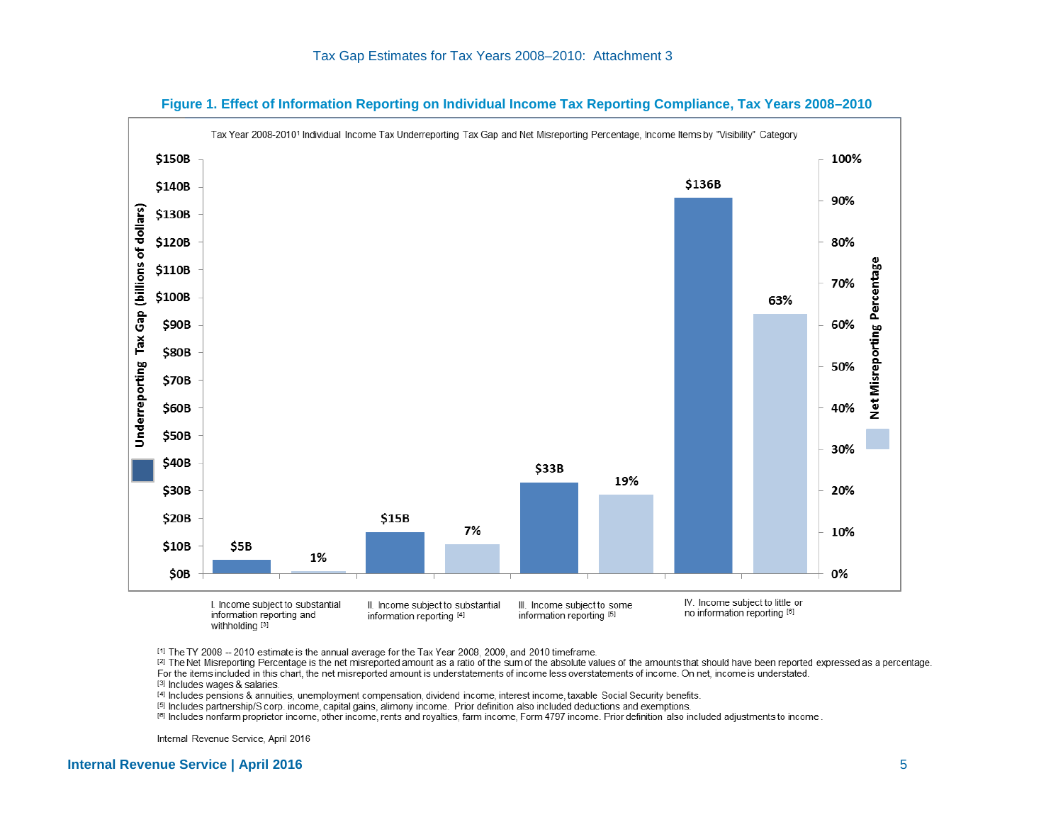Tax Gap Estimates for Tax Years 2008–2010: Attachment 3

**Figure 1. Effect of Information Reporting on Individual Income Tax Reporting Compliance, Tax Years 2008–2010**

Tax Year 2008-2010[1] Individual Income Tax Underreporting Tax Gap and Net Misreporting Percentage, Income Items by "Visibility" Category

Underreporting Tax Gap (billions of dollars)

$150B
$140B
$130B
$120B
$110B
$100B
$90B
$80B
$70B
$60B
$50B
$40B
$30B
$20B
$10B
$0B

Net Misreporting Percentage

100%
90%
80%
70%
60%
50%
40%
30%
20%
10%
0%

$5B
1%
$15B
7%
$33B
19%
$136B
63%

I. Income subject to substantial information reporting and withholding [3]

II. Income subject to substantial information reporting [4]

III. Income subject to some information reporting [5]

IV. Income subject to little or no information reporting [6]

[1] The TY 2008 -- 2010 estimate is the annual average for the Tax Year 2008, 2009, and 2010 timeframe.
[2] The Net Misreporting Percentage is the net misreported amount as a ratio of the sum of the absolute values of the amounts that should have been reported expressed as a percentage. For the items included in this chart, the net misreported amount is understatements of income less overstatements of income. On net, income is understated.
[3] Includes wages & salaries.
[4] Includes pensions & annuities, unemployment compensation, dividend income, interest income, taxable Social Security benefits.
[5] Includes partnership/S corp. income, capital gains, alimony income. Prior definition also included deductions and exemptions.
[6] Includes nonfarm proprietor income, other income, rents and royalties, farm income, Form 4797 income. Prior definition also included adjustments to income.

Internal Revenue Service, April 2016